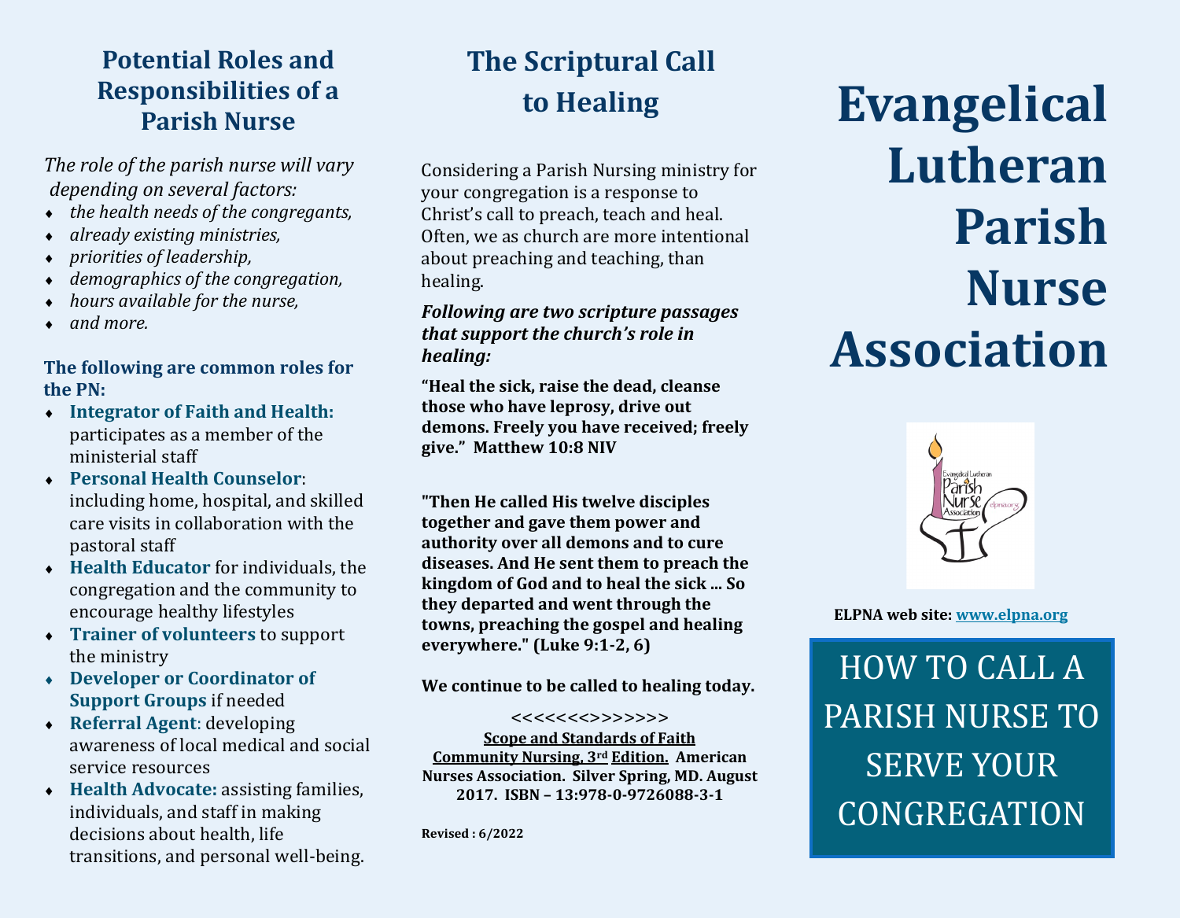## Potential Roles and Responsibilities of a Parish Nurse

*The role of the parish nurse will vary depending on several factors:*

- *the health needs of the congregants,*
- *already existing ministries,*
- *priorities of leadership,*
- *demographics of the congregation,*
- *hours available for the nurse,*
- *and more.*

**The following are common roles for the PN:**

- **Integrator of Faith and Health:** participates as a member of the ministerial staff
- **Personal Health Counselor**: including home, hospital, and skilled care visits in collaboration with the pastoral staff
- **Health Educator** for individuals, the congregation and the community to encourage healthy lifestyles
- **Trainer of volunteers** to support the ministry
- **Developer or Coordinator of Support Groups** if needed
- **Referral Agent**: developing awareness of local medical and social service resources
- **Health Advocate:** assisting families, individuals, and staff in making decisions about health, life transitions, and personal well-being.

## The Scriptural Call to Healing

Considering a Parish Nursing ministry for your congregation is a response to Christ's call to preach, teach and heal. Often, we as church are more intentional about preaching and teaching, than healing.

***Following are two scripture passages that support the church's role in healing:***

**"Heal the sick, raise the dead, cleanse those who have leprosy, drive out demons. Freely you have received; freely give." Matthew 10:8 NIV**

**"Then He called His twelve disciples together and gave them power and authority over all demons and to cure diseases. And He sent them to preach the kingdom of God and to heal the sick ... So they departed and went through the towns, preaching the gospel and healing everywhere." (Luke 9:1-2, 6)**

**We continue to be called to healing today.**

<<<<<<<>>>>>>>

**Scope and Standards of Faith Community Nursing, 3rd Edition. American Nurses Association. Silver Spring, MD. August 2017. ISBN – 13:978-0-9726088-3-1**

**Revised : 6/2022**

# Evangelical Lutheran Parish Nurse Association

**ELPNA web site: www.elpna.org**

## HOW TO CALL A PARISH NURSE TO SERVE YOUR CONGREGATION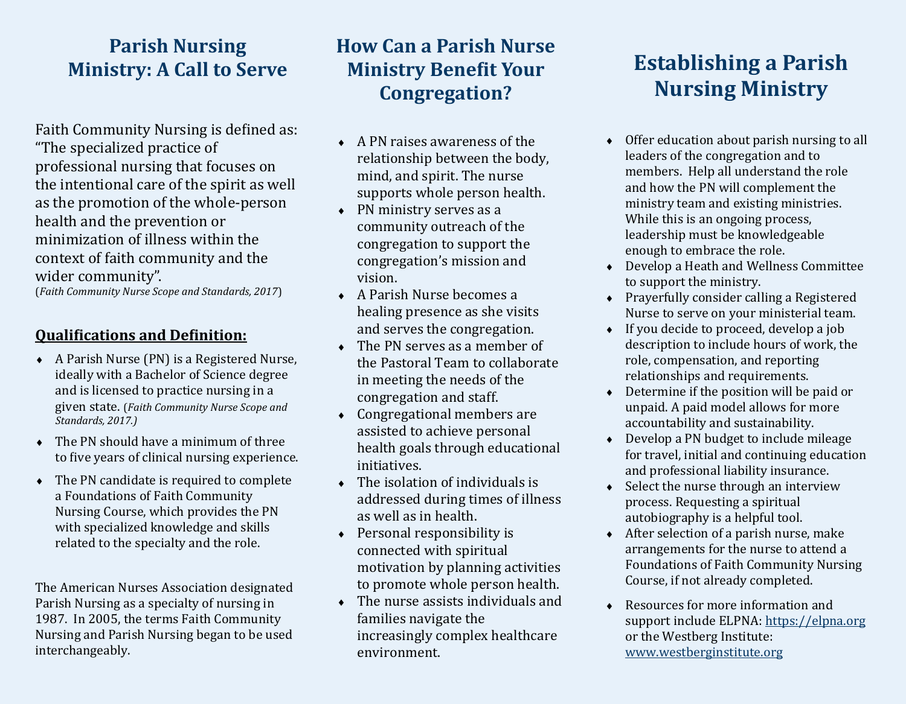## Parish Nursing Ministry: A Call to Serve

Faith Community Nursing is defined as: "The specialized practice of professional nursing that focuses on the intentional care of the spirit as well as the promotion of the whole-person health and the prevention or minimization of illness within the context of faith community and the wider community".
(*Faith Community Nurse Scope and Standards, 2017*)

**Qualifications and Definition:**

- A Parish Nurse (PN) is a Registered Nurse, ideally with a Bachelor of Science degree and is licensed to practice nursing in a given state. (*Faith Community Nurse Scope and Standards, 2017.)*
- The PN should have a minimum of three to five years of clinical nursing experience.
- The PN candidate is required to complete a Foundations of Faith Community Nursing Course, which provides the PN with specialized knowledge and skills related to the specialty and the role.

The American Nurses Association designated Parish Nursing as a specialty of nursing in 1987. In 2005, the terms Faith Community Nursing and Parish Nursing began to be used interchangeably.

## How Can a Parish Nurse Ministry Benefit Your Congregation?

- A PN raises awareness of the relationship between the body, mind, and spirit. The nurse supports whole person health.
- PN ministry serves as a community outreach of the congregation to support the congregation's mission and vision.
- A Parish Nurse becomes a healing presence as she visits and serves the congregation.
- The PN serves as a member of the Pastoral Team to collaborate in meeting the needs of the congregation and staff.
- Congregational members are assisted to achieve personal health goals through educational initiatives.
- The isolation of individuals is addressed during times of illness as well as in health.
- Personal responsibility is connected with spiritual motivation by planning activities to promote whole person health.
- The nurse assists individuals and families navigate the increasingly complex healthcare environment.

## Establishing a Parish Nursing Ministry

- Offer education about parish nursing to all leaders of the congregation and to members. Help all understand the role and how the PN will complement the ministry team and existing ministries. While this is an ongoing process, leadership must be knowledgeable enough to embrace the role.
- Develop a Heath and Wellness Committee to support the ministry.
- Prayerfully consider calling a Registered Nurse to serve on your ministerial team.
- If you decide to proceed, develop a job description to include hours of work, the role, compensation, and reporting relationships and requirements.
- Determine if the position will be paid or unpaid. A paid model allows for more accountability and sustainability.
- Develop a PN budget to include mileage for travel, initial and continuing education and professional liability insurance.
- Select the nurse through an interview process. Requesting a spiritual autobiography is a helpful tool.
- After selection of a parish nurse, make arrangements for the nurse to attend a Foundations of Faith Community Nursing Course, if not already completed.
- Resources for more information and support include ELPNA: https://elpna.org or the Westberg Institute: www.westberginstitute.org